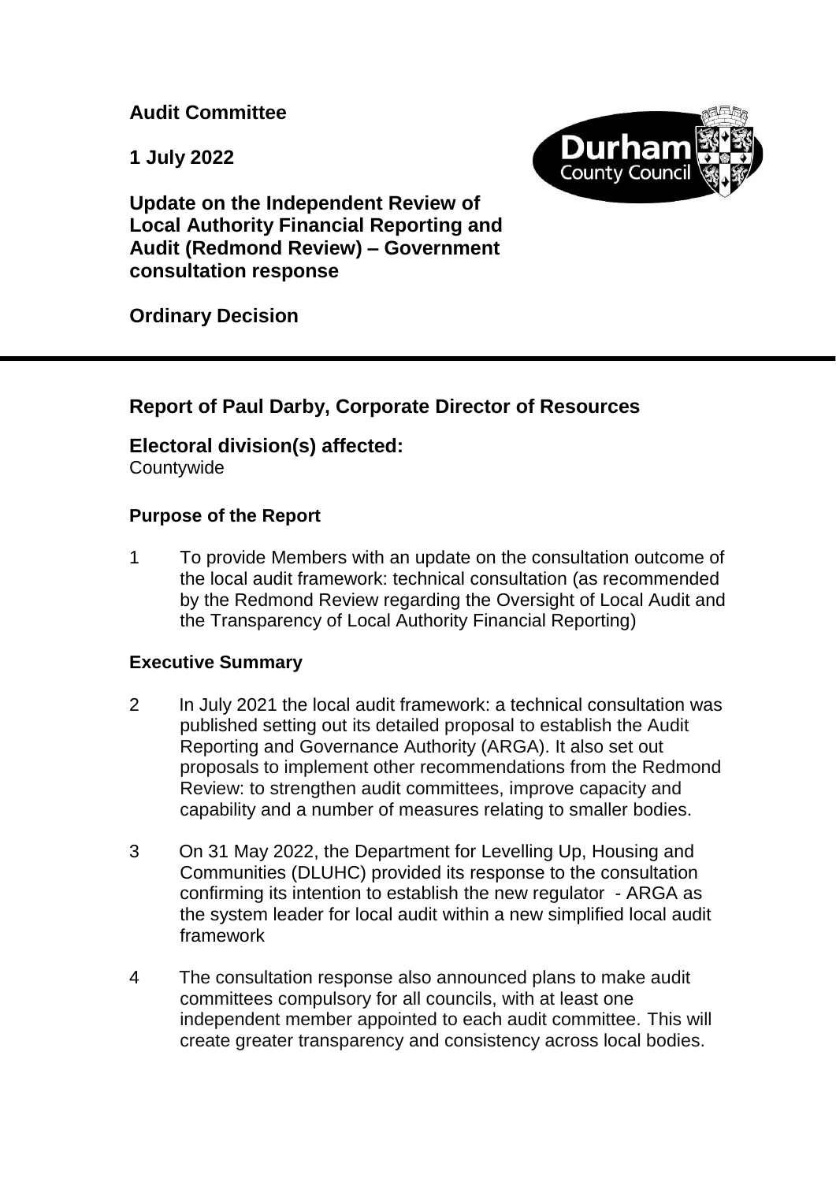**Audit Committee**

**1 July 2022**

**Update on the Independent Review of Local Authority Financial Reporting and Audit (Redmond Review) – Government consultation response**

**Ordinary Decision**

---

## Report of Paul Darby, Corporate Director of Resources

## Electoral division(s) affected:

Countywide

### Purpose of the Report

1 To provide Members with an update on the consultation outcome of the local audit framework: technical consultation (as recommended by the Redmond Review regarding the Oversight of Local Audit and the Transparency of Local Authority Financial Reporting)

### Executive Summary

2 In July 2021 the local audit framework: a technical consultation was published setting out its detailed proposal to establish the Audit Reporting and Governance Authority (ARGA). It also set out proposals to implement other recommendations from the Redmond Review: to strengthen audit committees, improve capacity and capability and a number of measures relating to smaller bodies.

3 On 31 May 2022, the Department for Levelling Up, Housing and Communities (DLUHC) provided its response to the consultation confirming its intention to establish the new regulator - ARGA as the system leader for local audit within a new simplified local audit framework

4 The consultation response also announced plans to make audit committees compulsory for all councils, with at least one independent member appointed to each audit committee. This will create greater transparency and consistency across local bodies.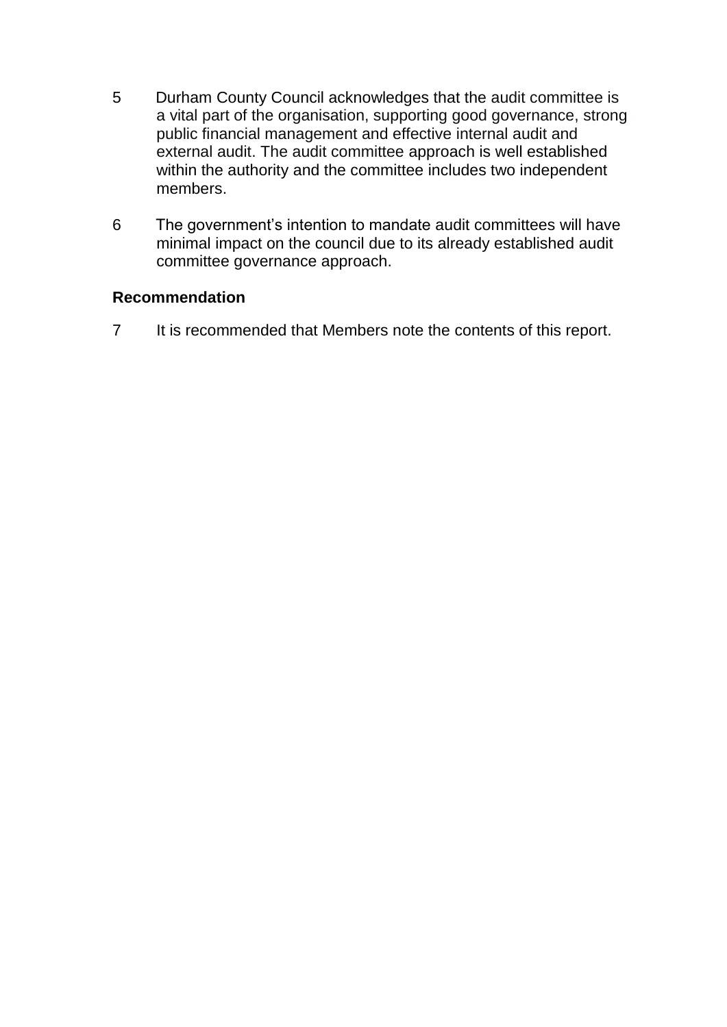5 Durham County Council acknowledges that the audit committee is a vital part of the organisation, supporting good governance, strong public financial management and effective internal audit and external audit. The audit committee approach is well established within the authority and the committee includes two independent members.

6 The government's intention to mandate audit committees will have minimal impact on the council due to its already established audit committee governance approach.

## Recommendation

7 It is recommended that Members note the contents of this report.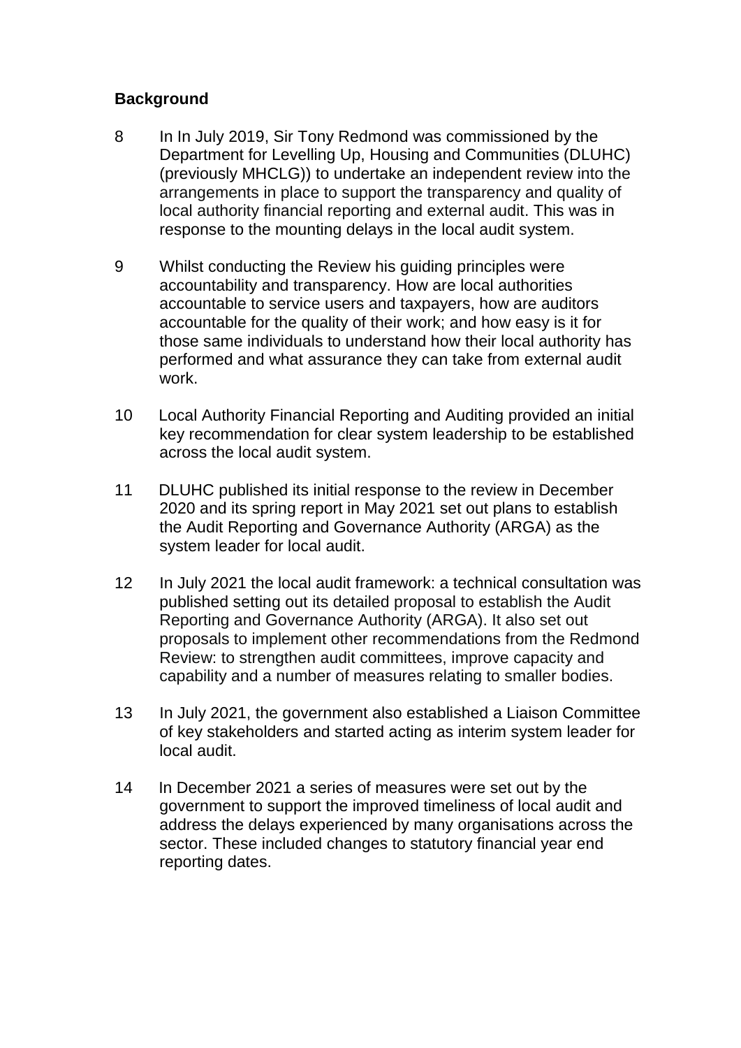**Background**

8 In In July 2019, Sir Tony Redmond was commissioned by the Department for Levelling Up, Housing and Communities (DLUHC) (previously MHCLG)) to undertake an independent review into the arrangements in place to support the transparency and quality of local authority financial reporting and external audit. This was in response to the mounting delays in the local audit system.

9 Whilst conducting the Review his guiding principles were accountability and transparency. How are local authorities accountable to service users and taxpayers, how are auditors accountable for the quality of their work; and how easy is it for those same individuals to understand how their local authority has performed and what assurance they can take from external audit work.

10 Local Authority Financial Reporting and Auditing provided an initial key recommendation for clear system leadership to be established across the local audit system.

11 DLUHC published its initial response to the review in December 2020 and its spring report in May 2021 set out plans to establish the Audit Reporting and Governance Authority (ARGA) as the system leader for local audit.

12 In July 2021 the local audit framework: a technical consultation was published setting out its detailed proposal to establish the Audit Reporting and Governance Authority (ARGA). It also set out proposals to implement other recommendations from the Redmond Review: to strengthen audit committees, improve capacity and capability and a number of measures relating to smaller bodies.

13 In July 2021, the government also established a Liaison Committee of key stakeholders and started acting as interim system leader for local audit.

14 In December 2021 a series of measures were set out by the government to support the improved timeliness of local audit and address the delays experienced by many organisations across the sector. These included changes to statutory financial year end reporting dates.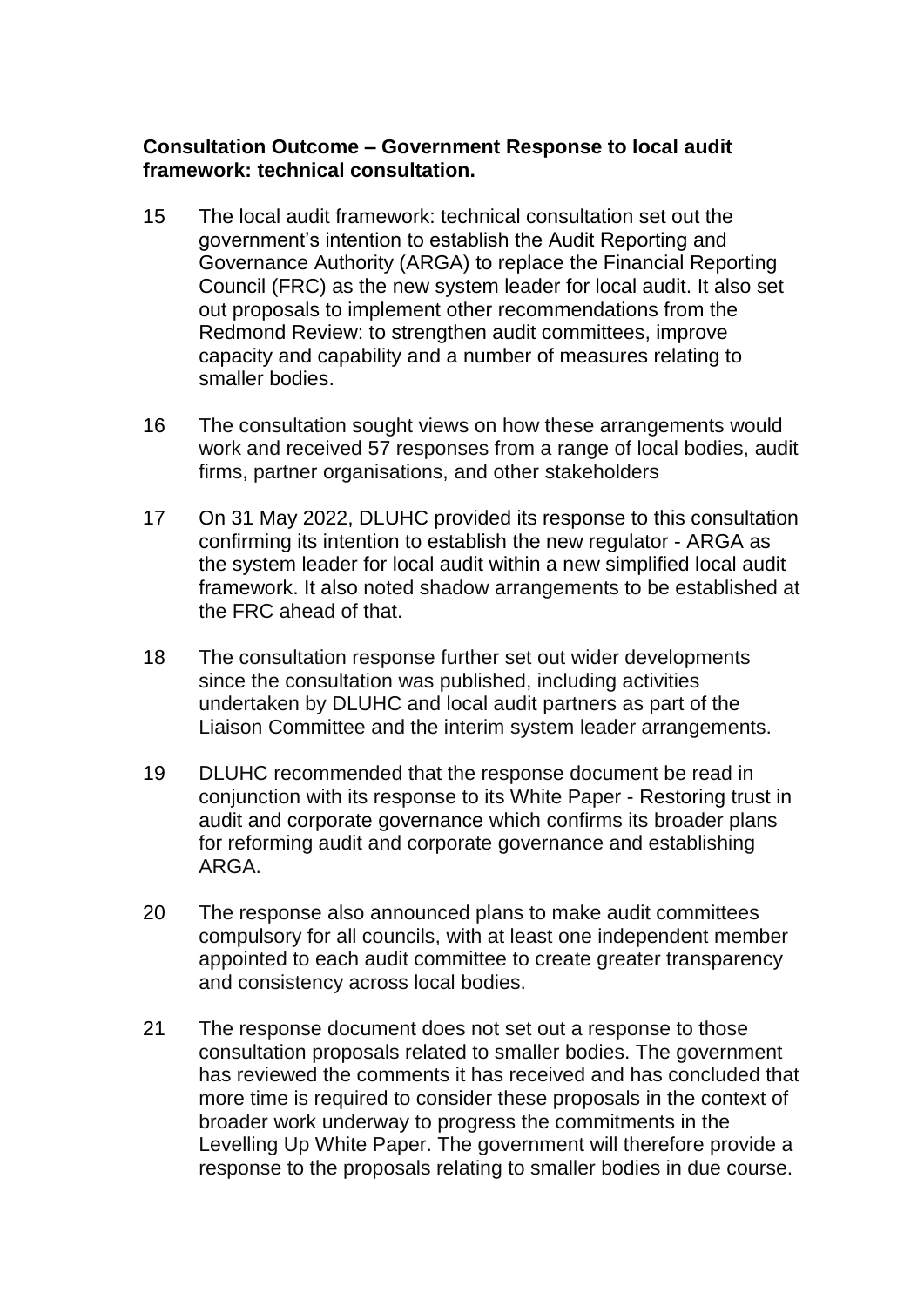**Consultation Outcome – Government Response to local audit framework: technical consultation.**

15 The local audit framework: technical consultation set out the government's intention to establish the Audit Reporting and Governance Authority (ARGA) to replace the Financial Reporting Council (FRC) as the new system leader for local audit. It also set out proposals to implement other recommendations from the Redmond Review: to strengthen audit committees, improve capacity and capability and a number of measures relating to smaller bodies.

16 The consultation sought views on how these arrangements would work and received 57 responses from a range of local bodies, audit firms, partner organisations, and other stakeholders

17 On 31 May 2022, DLUHC provided its response to this consultation confirming its intention to establish the new regulator - ARGA as the system leader for local audit within a new simplified local audit framework. It also noted shadow arrangements to be established at the FRC ahead of that.

18 The consultation response further set out wider developments since the consultation was published, including activities undertaken by DLUHC and local audit partners as part of the Liaison Committee and the interim system leader arrangements.

19 DLUHC recommended that the response document be read in conjunction with its response to its White Paper - Restoring trust in audit and corporate governance which confirms its broader plans for reforming audit and corporate governance and establishing ARGA.

20 The response also announced plans to make audit committees compulsory for all councils, with at least one independent member appointed to each audit committee to create greater transparency and consistency across local bodies.

21 The response document does not set out a response to those consultation proposals related to smaller bodies. The government has reviewed the comments it has received and has concluded that more time is required to consider these proposals in the context of broader work underway to progress the commitments in the Levelling Up White Paper. The government will therefore provide a response to the proposals relating to smaller bodies in due course.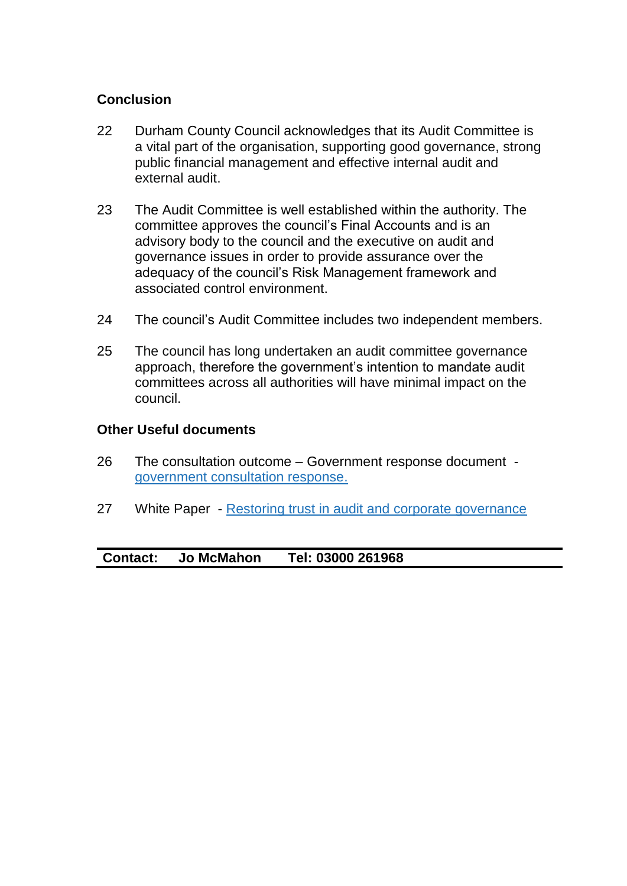## Conclusion

22 Durham County Council acknowledges that its Audit Committee is a vital part of the organisation, supporting good governance, strong public financial management and effective internal audit and external audit.

23 The Audit Committee is well established within the authority. The committee approves the council's Final Accounts and is an advisory body to the council and the executive on audit and governance issues in order to provide assurance over the adequacy of the council's Risk Management framework and associated control environment.

24 The council's Audit Committee includes two independent members.

25 The council has long undertaken an audit committee governance approach, therefore the government's intention to mandate audit committees across all authorities will have minimal impact on the council.

## Other Useful documents

26 The consultation outcome – Government response document - government consultation response.

27 White Paper - Restoring trust in audit and corporate governance

**Contact: Jo McMahon Tel: 03000 261968**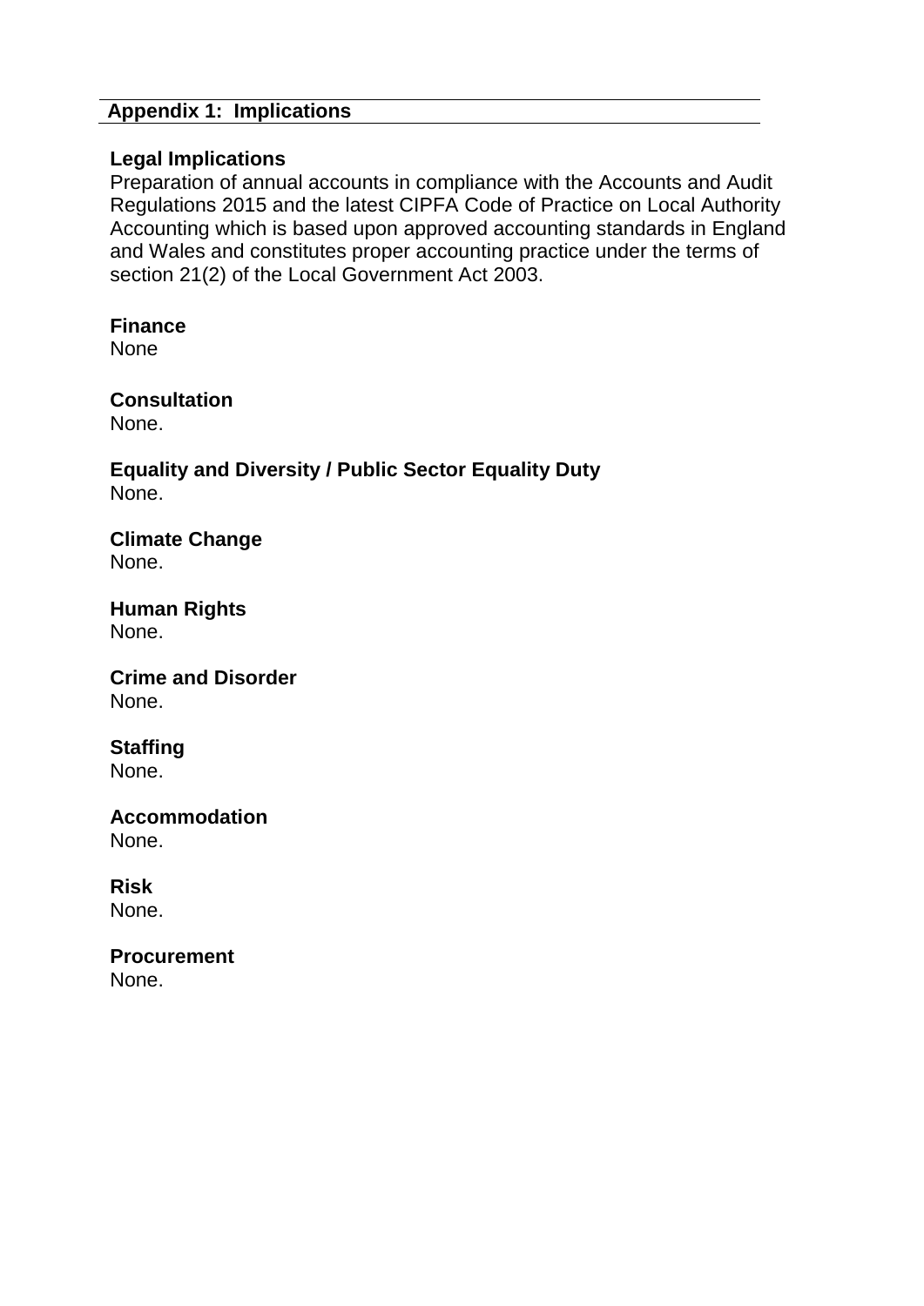## Appendix 1: Implications

### Legal Implications

Preparation of annual accounts in compliance with the Accounts and Audit Regulations 2015 and the latest CIPFA Code of Practice on Local Authority Accounting which is based upon approved accounting standards in England and Wales and constitutes proper accounting practice under the terms of section 21(2) of the Local Government Act 2003.

### Finance

None

### Consultation

None.

### Equality and Diversity / Public Sector Equality Duty

None.

### Climate Change

None.

### Human Rights

None.

### Crime and Disorder

None.

### Staffing

None.

### Accommodation

None.

### Risk

None.

### Procurement

None.